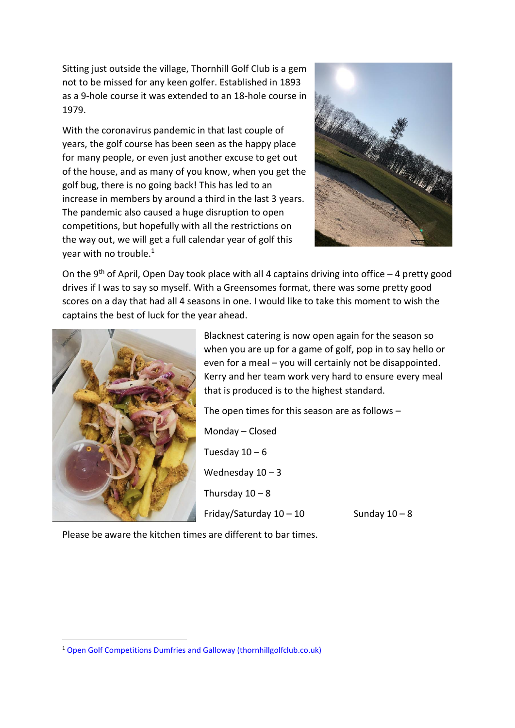Sitting just outside the village, Thornhill Golf Club is a gem not to be missed for any keen golfer. Established in 1893 as a 9-hole course it was extended to an 18-hole course in 1979.

With the coronavirus pandemic in that last couple of years, the golf course has been seen as the happy place for many people, or even just another excuse to get out of the house, and as many of you know, when you get the golf bug, there is no going back! This has led to an increase in members by around a third in the last 3 years. The pandemic also caused a huge disruption to open competitions, but hopefully with all the restrictions on the way out, we will get a full calendar year of golf this year with no trouble.[1]

On the 9th of April, Open Day took place with all 4 captains driving into office – 4 pretty good drives if I was to say so myself. With a Greensomes format, there was some pretty good scores on a day that had all 4 seasons in one. I would like to take this moment to wish the captains the best of luck for the year ahead.

Blacknest catering is now open again for the season so when you are up for a game of golf, pop in to say hello or even for a meal – you will certainly not be disappointed. Kerry and her team work very hard to ensure every meal that is produced is to the highest standard.

The open times for this season are as follows –

Monday – Closed

Tuesday 10 – 6

Wednesday 10 – 3

Thursday 10 – 8

Friday/Saturday 10 – 10

Sunday 10 – 8

Please be aware the kitchen times are different to bar times.

[1] Open Golf Competitions Dumfries and Galloway (thornhillgolfclub.co.uk)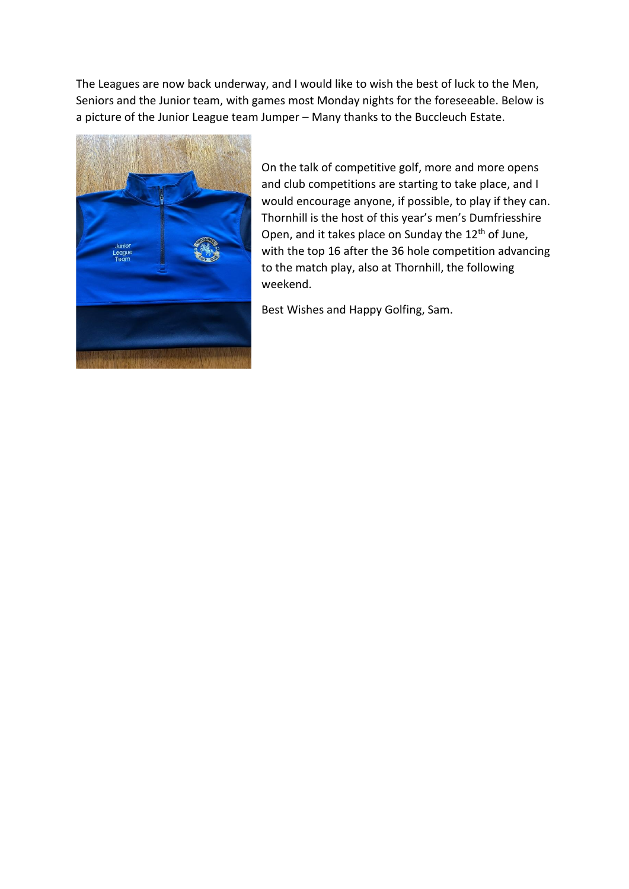The Leagues are now back underway, and I would like to wish the best of luck to the Men, Seniors and the Junior team, with games most Monday nights for the foreseeable. Below is a picture of the Junior League team Jumper – Many thanks to the Buccleuch Estate.

On the talk of competitive golf, more and more opens and club competitions are starting to take place, and I would encourage anyone, if possible, to play if they can. Thornhill is the host of this year's men's Dumfriesshire Open, and it takes place on Sunday the 12th of June, with the top 16 after the 36 hole competition advancing to the match play, also at Thornhill, the following weekend.

Best Wishes and Happy Golfing, Sam.